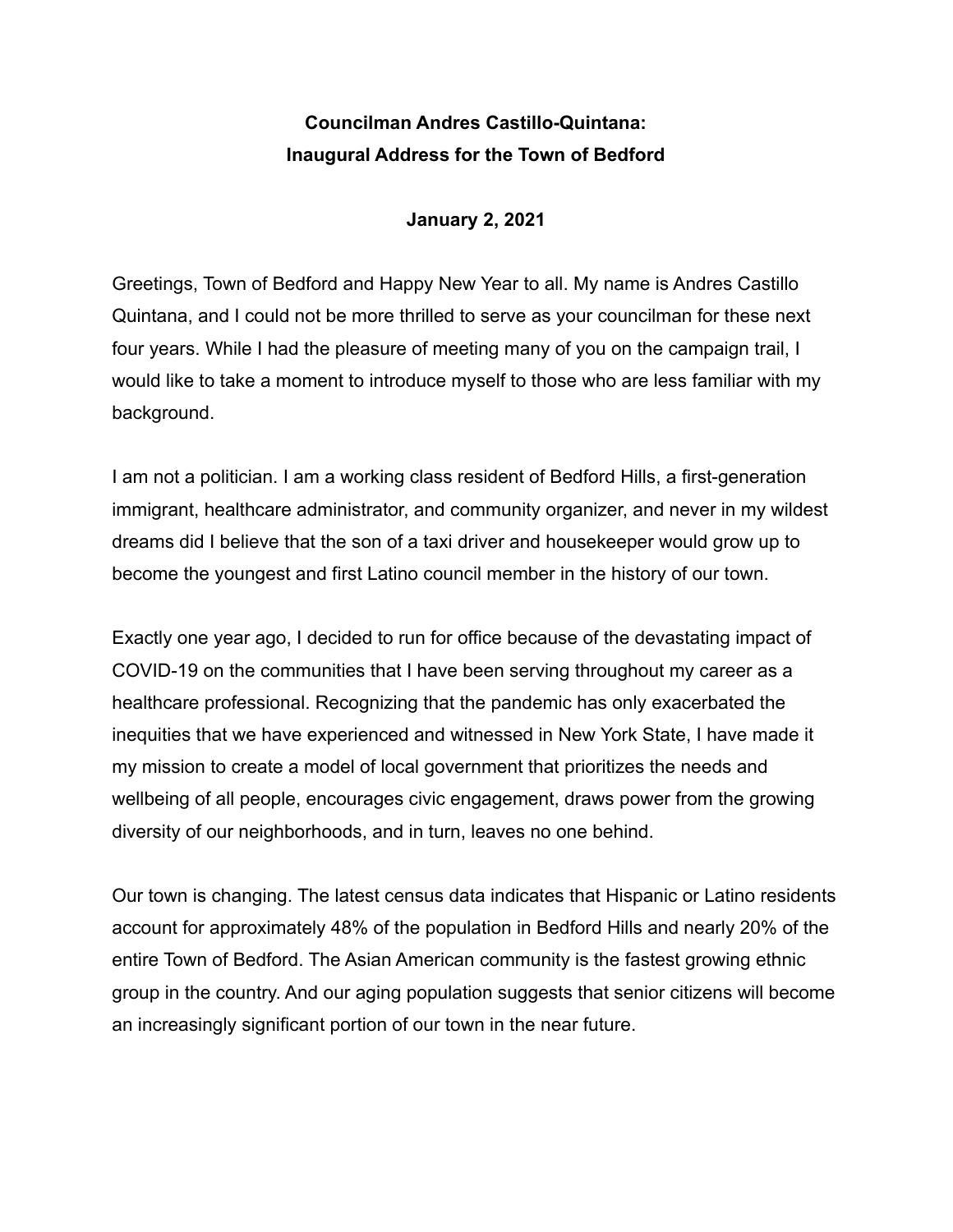**Councilman Andres Castillo-Quintana:**
**Inaugural Address for the Town of Bedford**

**January 2, 2021**

Greetings, Town of Bedford and Happy New Year to all. My name is Andres Castillo Quintana, and I could not be more thrilled to serve as your councilman for these next four years. While I had the pleasure of meeting many of you on the campaign trail, I would like to take a moment to introduce myself to those who are less familiar with my background.

I am not a politician. I am a working class resident of Bedford Hills, a first-generation immigrant, healthcare administrator, and community organizer, and never in my wildest dreams did I believe that the son of a taxi driver and housekeeper would grow up to become the youngest and first Latino council member in the history of our town.

Exactly one year ago, I decided to run for office because of the devastating impact of COVID-19 on the communities that I have been serving throughout my career as a healthcare professional. Recognizing that the pandemic has only exacerbated the inequities that we have experienced and witnessed in New York State, I have made it my mission to create a model of local government that prioritizes the needs and wellbeing of all people, encourages civic engagement, draws power from the growing diversity of our neighborhoods, and in turn, leaves no one behind.

Our town is changing. The latest census data indicates that Hispanic or Latino residents account for approximately 48% of the population in Bedford Hills and nearly 20% of the entire Town of Bedford. The Asian American community is the fastest growing ethnic group in the country. And our aging population suggests that senior citizens will become an increasingly significant portion of our town in the near future.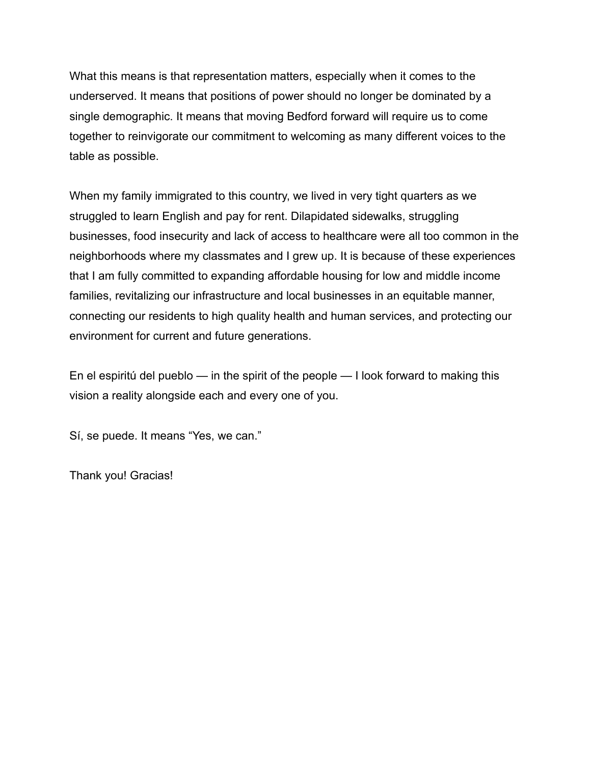What this means is that representation matters, especially when it comes to the underserved. It means that positions of power should no longer be dominated by a single demographic. It means that moving Bedford forward will require us to come together to reinvigorate our commitment to welcoming as many different voices to the table as possible.

When my family immigrated to this country, we lived in very tight quarters as we struggled to learn English and pay for rent. Dilapidated sidewalks, struggling businesses, food insecurity and lack of access to healthcare were all too common in the neighborhoods where my classmates and I grew up. It is because of these experiences that I am fully committed to expanding affordable housing for low and middle income families, revitalizing our infrastructure and local businesses in an equitable manner, connecting our residents to high quality health and human services, and protecting our environment for current and future generations.

En el espiritú del pueblo — in the spirit of the people — I look forward to making this vision a reality alongside each and every one of you.

Sí, se puede. It means “Yes, we can.”

Thank you! Gracias!